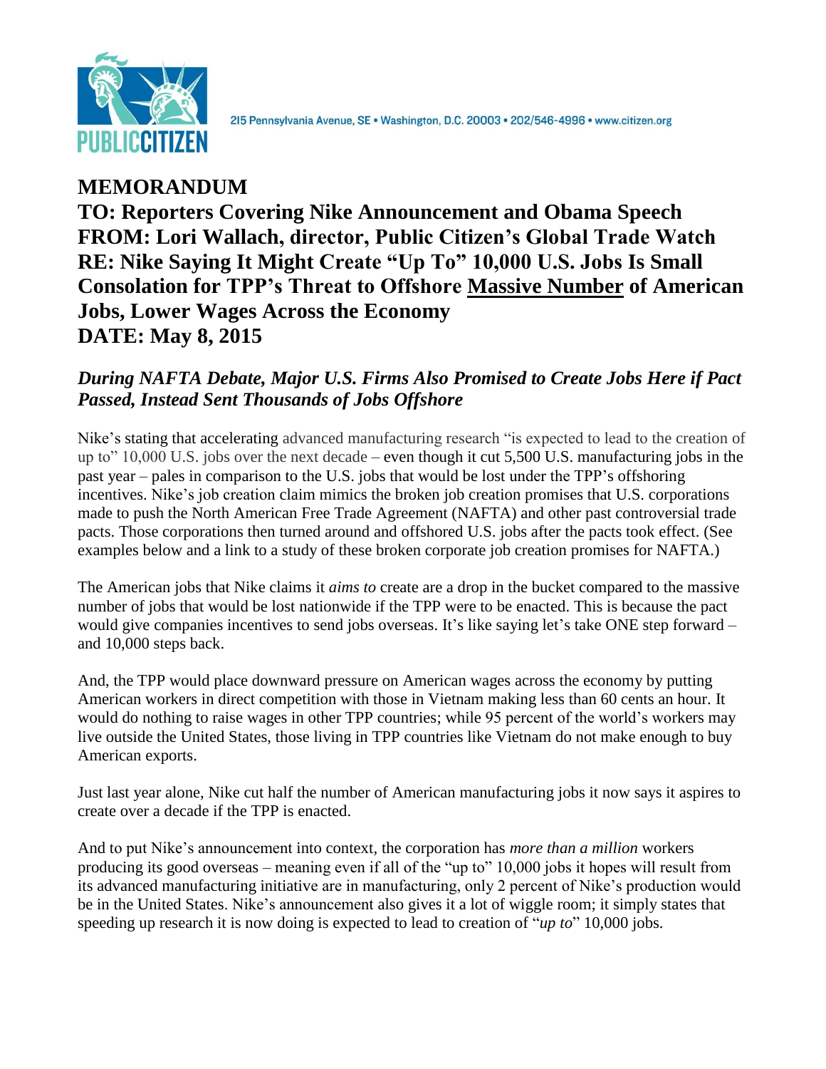215 Pennsylvania Avenue, SE • Washington, D.C. 20003 • 202/546-4996 • www.citizen.org

# MEMORANDUM

**TO: Reporters Covering Nike Announcement and Obama Speech**
**FROM: Lori Wallach, director, Public Citizen's Global Trade Watch**
**RE: Nike Saying It Might Create "Up To" 10,000 U.S. Jobs Is Small Consolation for TPP's Threat to Offshore Massive Number of American Jobs, Lower Wages Across the Economy**
**DATE: May 8, 2015**

## *During NAFTA Debate, Major U.S. Firms Also Promised to Create Jobs Here if Pact Passed, Instead Sent Thousands of Jobs Offshore*

Nike's stating that accelerating advanced manufacturing research "is expected to lead to the creation of up to" 10,000 U.S. jobs over the next decade – even though it cut 5,500 U.S. manufacturing jobs in the past year – pales in comparison to the U.S. jobs that would be lost under the TPP's offshoring incentives. Nike's job creation claim mimics the broken job creation promises that U.S. corporations made to push the North American Free Trade Agreement (NAFTA) and other past controversial trade pacts. Those corporations then turned around and offshored U.S. jobs after the pacts took effect. (See examples below and a link to a study of these broken corporate job creation promises for NAFTA.)

The American jobs that Nike claims it *aims to* create are a drop in the bucket compared to the massive number of jobs that would be lost nationwide if the TPP were to be enacted. This is because the pact would give companies incentives to send jobs overseas. It's like saying let's take ONE step forward – and 10,000 steps back.

And, the TPP would place downward pressure on American wages across the economy by putting American workers in direct competition with those in Vietnam making less than 60 cents an hour. It would do nothing to raise wages in other TPP countries; while 95 percent of the world's workers may live outside the United States, those living in TPP countries like Vietnam do not make enough to buy American exports.

Just last year alone, Nike cut half the number of American manufacturing jobs it now says it aspires to create over a decade if the TPP is enacted.

And to put Nike's announcement into context, the corporation has *more than a million* workers producing its good overseas – meaning even if all of the "up to" 10,000 jobs it hopes will result from its advanced manufacturing initiative are in manufacturing, only 2 percent of Nike's production would be in the United States. Nike's announcement also gives it a lot of wiggle room; it simply states that speeding up research it is now doing is expected to lead to creation of "*up to*" 10,000 jobs.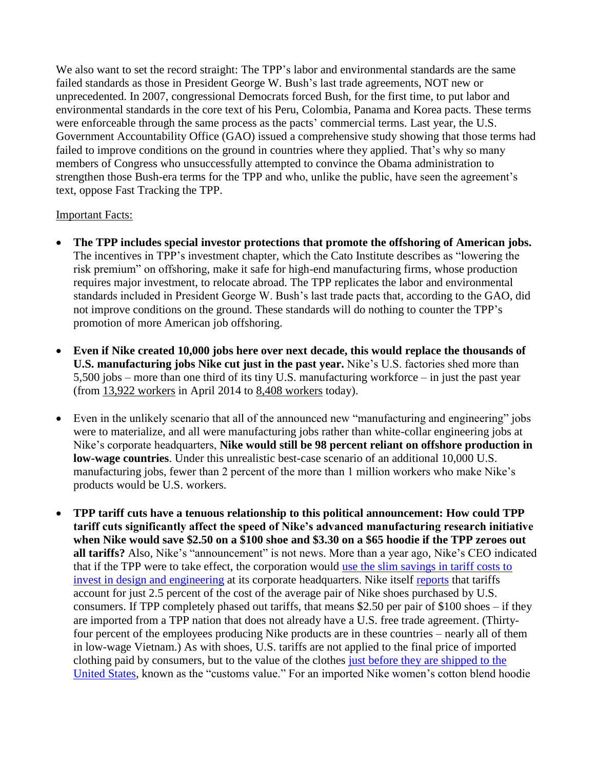We also want to set the record straight: The TPP's labor and environmental standards are the same failed standards as those in President George W. Bush's last trade agreements, NOT new or unprecedented. In 2007, congressional Democrats forced Bush, for the first time, to put labor and environmental standards in the core text of his Peru, Colombia, Panama and Korea pacts. These terms were enforceable through the same process as the pacts' commercial terms. Last year, the U.S. Government Accountability Office (GAO) issued a comprehensive study showing that those terms had failed to improve conditions on the ground in countries where they applied. That's why so many members of Congress who unsuccessfully attempted to convince the Obama administration to strengthen those Bush-era terms for the TPP and who, unlike the public, have seen the agreement's text, oppose Fast Tracking the TPP.

Important Facts:

- **The TPP includes special investor protections that promote the offshoring of American jobs.** The incentives in TPP's investment chapter, which the Cato Institute describes as "lowering the risk premium" on offshoring, make it safe for high-end manufacturing firms, whose production requires major investment, to relocate abroad. The TPP replicates the labor and environmental standards included in President George W. Bush's last trade pacts that, according to the GAO, did not improve conditions on the ground. These standards will do nothing to counter the TPP's promotion of more American job offshoring.

- **Even if Nike created 10,000 jobs here over next decade, this would replace the thousands of U.S. manufacturing jobs Nike cut just in the past year.** Nike's U.S. factories shed more than 5,500 jobs – more than one third of its tiny U.S. manufacturing workforce – in just the past year (from 13,922 workers in April 2014 to 8,408 workers today).

- Even in the unlikely scenario that all of the announced new "manufacturing and engineering" jobs were to materialize, and all were manufacturing jobs rather than white-collar engineering jobs at Nike's corporate headquarters, **Nike would still be 98 percent reliant on offshore production in low-wage countries**. Under this unrealistic best-case scenario of an additional 10,000 U.S. manufacturing jobs, fewer than 2 percent of the more than 1 million workers who make Nike's products would be U.S. workers.

- **TPP tariff cuts have a tenuous relationship to this political announcement: How could TPP tariff cuts significantly affect the speed of Nike's advanced manufacturing research initiative when Nike would save $2.50 on a $100 shoe and $3.30 on a $65 hoodie if the TPP zeroes out all tariffs?** Also, Nike's "announcement" is not news. More than a year ago, Nike's CEO indicated that if the TPP were to take effect, the corporation would use the slim savings in tariff costs to invest in design and engineering at its corporate headquarters. Nike itself reports that tariffs account for just 2.5 percent of the cost of the average pair of Nike shoes purchased by U.S. consumers. If TPP completely phased out tariffs, that means $2.50 per pair of $100 shoes – if they are imported from a TPP nation that does not already have a U.S. free trade agreement. (Thirty-four percent of the employees producing Nike products are in these countries – nearly all of them in low-wage Vietnam.) As with shoes, U.S. tariffs are not applied to the final price of imported clothing paid by consumers, but to the value of the clothes just before they are shipped to the United States, known as the "customs value." For an imported Nike women's cotton blend hoodie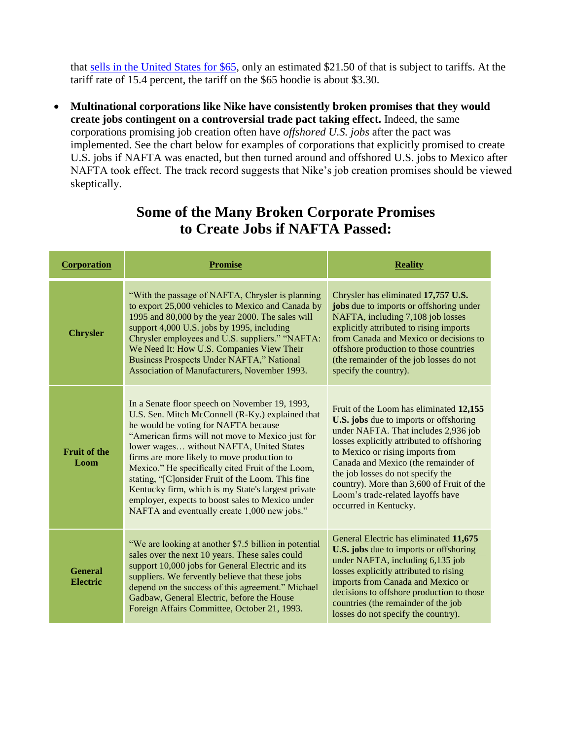that [sells in the United States for $65](), only an estimated $21.50 of that is subject to tariffs. At the tariff rate of 15.4 percent, the tariff on the $65 hoodie is about $3.30.

- **Multinational corporations like Nike have consistently broken promises that they would create jobs contingent on a controversial trade pact taking effect.** Indeed, the same corporations promising job creation often have *offshored U.S. jobs* after the pact was implemented. See the chart below for examples of corporations that explicitly promised to create U.S. jobs if NAFTA was enacted, but then turned around and offshored U.S. jobs to Mexico after NAFTA took effect. The track record suggests that Nike's job creation promises should be viewed skeptically.

## Some of the Many Broken Corporate Promises to Create Jobs if NAFTA Passed:

| Corporation | Promise | Reality |
|---|---|---|
| **Chrysler** | "With the passage of NAFTA, Chrysler is planning to export 25,000 vehicles to Mexico and Canada by 1995 and 80,000 by the year 2000. The sales will support 4,000 U.S. jobs by 1995, including Chrysler employees and U.S. suppliers." "NAFTA: We Need It: How U.S. Companies View Their Business Prospects Under NAFTA," National Association of Manufacturers, November 1993. | Chrysler has eliminated **17,757 U.S. jobs** due to imports or offshoring under NAFTA, including 7,108 job losses explicitly attributed to rising imports from Canada and Mexico or decisions to offshore production to those countries (the remainder of the job losses do not specify the country). |
| **Fruit of the Loom** | In a Senate floor speech on November 19, 1993, U.S. Sen. Mitch McConnell (R-Ky.) explained that he would be voting for NAFTA because "American firms will not move to Mexico just for lower wages… without NAFTA, United States firms are more likely to move production to Mexico." He specifically cited Fruit of the Loom, stating, "[C]onsider Fruit of the Loom. This fine Kentucky firm, which is my State's largest private employer, expects to boost sales to Mexico under NAFTA and eventually create 1,000 new jobs." | Fruit of the Loom has eliminated **12,155 U.S. jobs** due to imports or offshoring under NAFTA. That includes 2,936 job losses explicitly attributed to offshoring to Mexico or rising imports from Canada and Mexico (the remainder of the job losses do not specify the country). More than 3,600 of Fruit of the Loom's trade-related layoffs have occurred in Kentucky. |
| **General Electric** | "We are looking at another $7.5 billion in potential sales over the next 10 years. These sales could support 10,000 jobs for General Electric and its suppliers. We fervently believe that these jobs depend on the success of this agreement." Michael Gadbaw, General Electric, before the House Foreign Affairs Committee, October 21, 1993. | General Electric has eliminated **11,675 U.S. jobs** due to imports or offshoring under NAFTA, including 6,135 job losses explicitly attributed to rising imports from Canada and Mexico or decisions to offshore production to those countries (the remainder of the job losses do not specify the country). |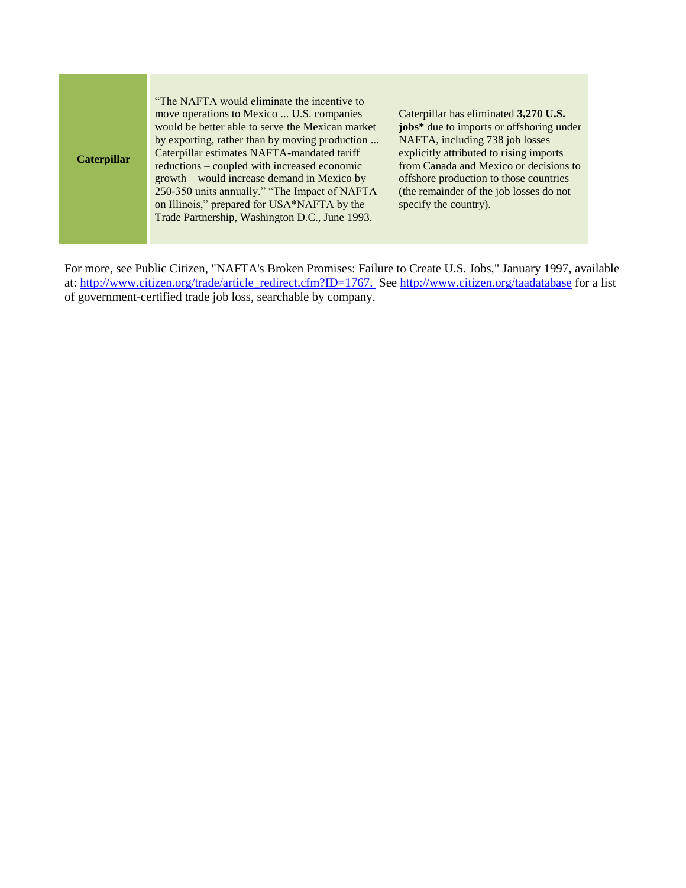| | | |
|---|---|---|
| **Caterpillar** | "The NAFTA would eliminate the incentive to move operations to Mexico ... U.S. companies would be better able to serve the Mexican market by exporting, rather than by moving production ... Caterpillar estimates NAFTA-mandated tariff reductions – coupled with increased economic growth – would increase demand in Mexico by 250-350 units annually." "The Impact of NAFTA on Illinois," prepared for USA*NAFTA by the Trade Partnership, Washington D.C., June 1993. | Caterpillar has eliminated **3,270 U.S. jobs*** due to imports or offshoring under NAFTA, including 738 job losses explicitly attributed to rising imports from Canada and Mexico or decisions to offshore production to those countries (the remainder of the job losses do not specify the country). |

For more, see Public Citizen, "NAFTA's Broken Promises: Failure to Create U.S. Jobs," January 1997, available at: http://www.citizen.org/trade/article_redirect.cfm?ID=1767. See http://www.citizen.org/taadatabase for a list of government-certified trade job loss, searchable by company.